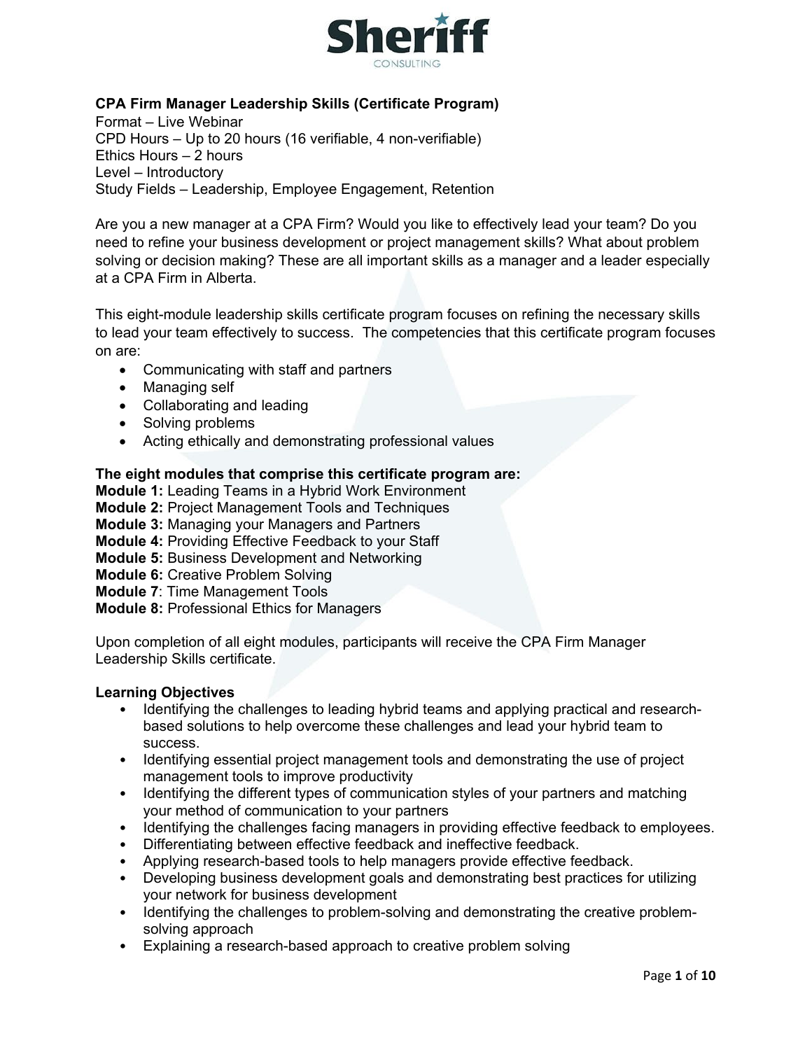**CPA Firm Manager Leadership Skills (Certificate Program)**
Format – Live Webinar
CPD Hours – Up to 20 hours (16 verifiable, 4 non-verifiable)
Ethics Hours – 2 hours
Level – Introductory
Study Fields – Leadership, Employee Engagement, Retention

Are you a new manager at a CPA Firm? Would you like to effectively lead your team? Do you need to refine your business development or project management skills? What about problem solving or decision making? These are all important skills as a manager and a leader especially at a CPA Firm in Alberta.

This eight-module leadership skills certificate program focuses on refining the necessary skills to lead your team effectively to success. The competencies that this certificate program focuses on are:

- Communicating with staff and partners
- Managing self
- Collaborating and leading
- Solving problems
- Acting ethically and demonstrating professional values

**The eight modules that comprise this certificate program are:**
**Module 1:** Leading Teams in a Hybrid Work Environment
**Module 2:** Project Management Tools and Techniques
**Module 3:** Managing your Managers and Partners
**Module 4:** Providing Effective Feedback to your Staff
**Module 5:** Business Development and Networking
**Module 6:** Creative Problem Solving
**Module 7**: Time Management Tools
**Module 8:** Professional Ethics for Managers

Upon completion of all eight modules, participants will receive the CPA Firm Manager Leadership Skills certificate.

**Learning Objectives**

- Identifying the challenges to leading hybrid teams and applying practical and research-based solutions to help overcome these challenges and lead your hybrid team to success.
- Identifying essential project management tools and demonstrating the use of project management tools to improve productivity
- Identifying the different types of communication styles of your partners and matching your method of communication to your partners
- Identifying the challenges facing managers in providing effective feedback to employees.
- Differentiating between effective feedback and ineffective feedback.
- Applying research-based tools to help managers provide effective feedback.
- Developing business development goals and demonstrating best practices for utilizing your network for business development
- Identifying the challenges to problem-solving and demonstrating the creative problem-solving approach
- Explaining a research-based approach to creative problem solving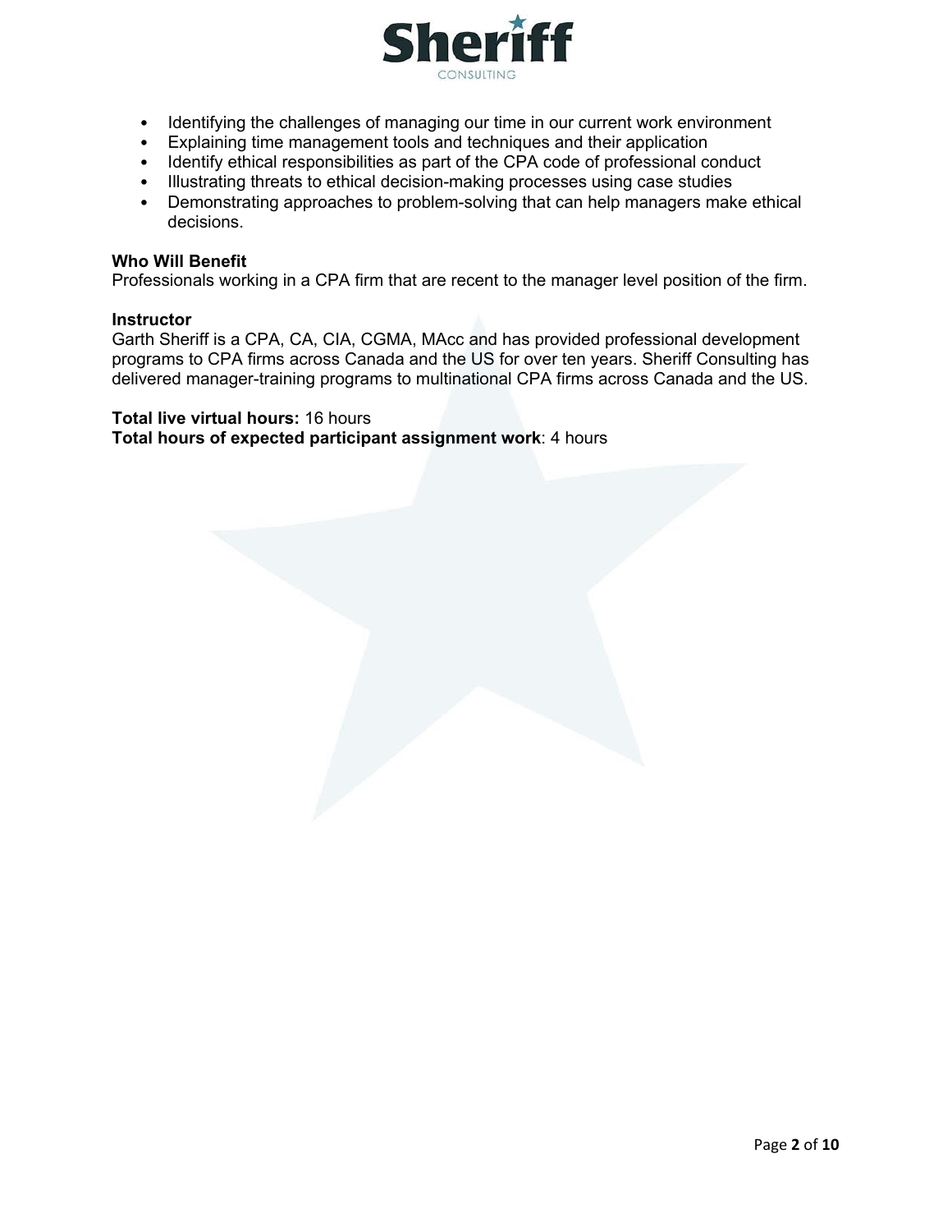- Identifying the challenges of managing our time in our current work environment
- Explaining time management tools and techniques and their application
- Identify ethical responsibilities as part of the CPA code of professional conduct
- Illustrating threats to ethical decision-making processes using case studies
- Demonstrating approaches to problem-solving that can help managers make ethical decisions.

**Who Will Benefit**
Professionals working in a CPA firm that are recent to the manager level position of the firm.

**Instructor**
Garth Sheriff is a CPA, CA, CIA, CGMA, MAcc and has provided professional development programs to CPA firms across Canada and the US for over ten years. Sheriff Consulting has delivered manager-training programs to multinational CPA firms across Canada and the US.

**Total live virtual hours:** 16 hours
**Total hours of expected participant assignment work**: 4 hours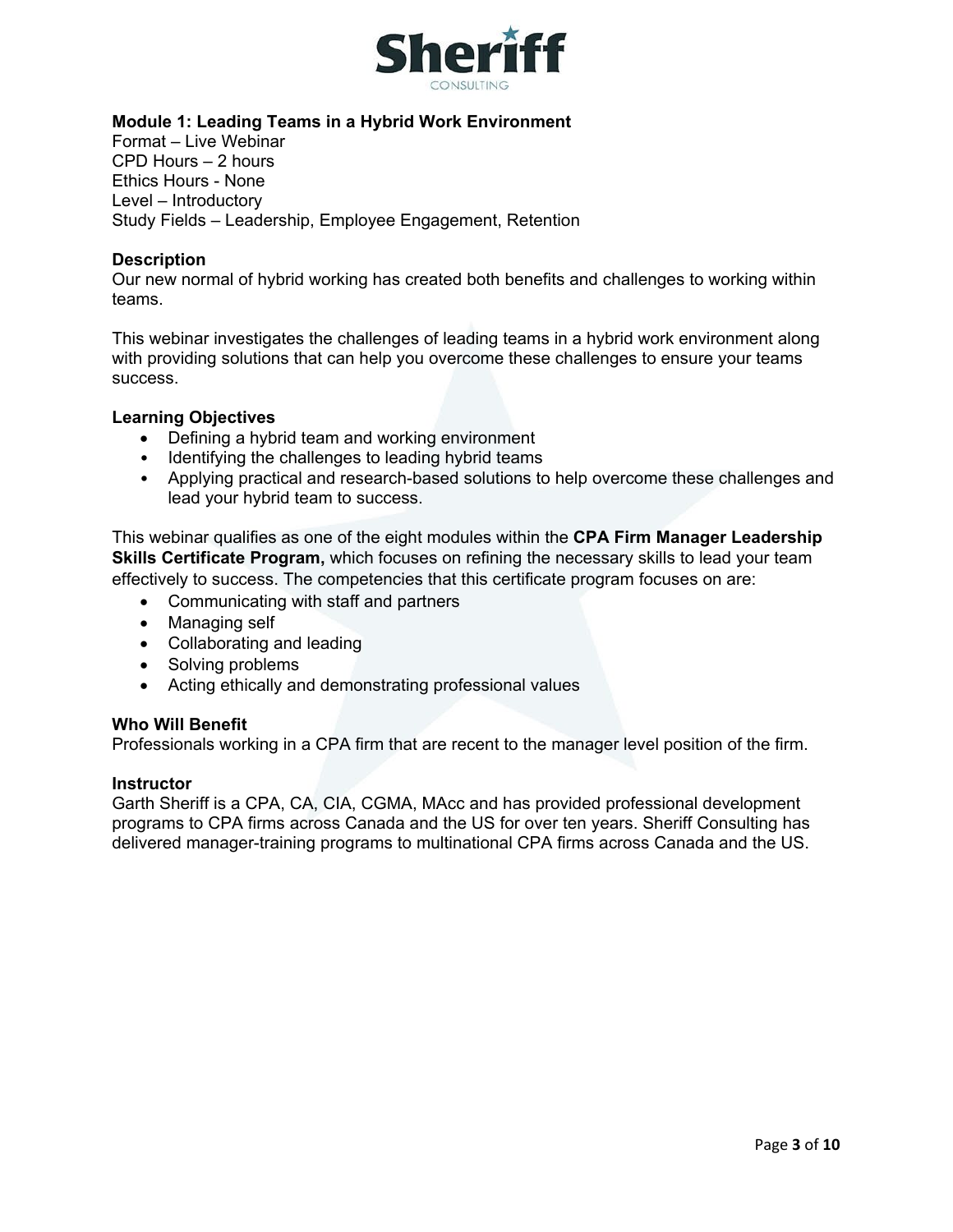## Module 1: Leading Teams in a Hybrid Work Environment

Format – Live Webinar
CPD Hours – 2 hours
Ethics Hours - None
Level – Introductory
Study Fields – Leadership, Employee Engagement, Retention

### Description

Our new normal of hybrid working has created both benefits and challenges to working within teams.

This webinar investigates the challenges of leading teams in a hybrid work environment along with providing solutions that can help you overcome these challenges to ensure your teams success.

### Learning Objectives

- Defining a hybrid team and working environment
- Identifying the challenges to leading hybrid teams
- Applying practical and research-based solutions to help overcome these challenges and lead your hybrid team to success.

This webinar qualifies as one of the eight modules within the **CPA Firm Manager Leadership Skills Certificate Program,** which focuses on refining the necessary skills to lead your team effectively to success. The competencies that this certificate program focuses on are:

- Communicating with staff and partners
- Managing self
- Collaborating and leading
- Solving problems
- Acting ethically and demonstrating professional values

### Who Will Benefit

Professionals working in a CPA firm that are recent to the manager level position of the firm.

### Instructor

Garth Sheriff is a CPA, CA, CIA, CGMA, MAcc and has provided professional development programs to CPA firms across Canada and the US for over ten years. Sheriff Consulting has delivered manager-training programs to multinational CPA firms across Canada and the US.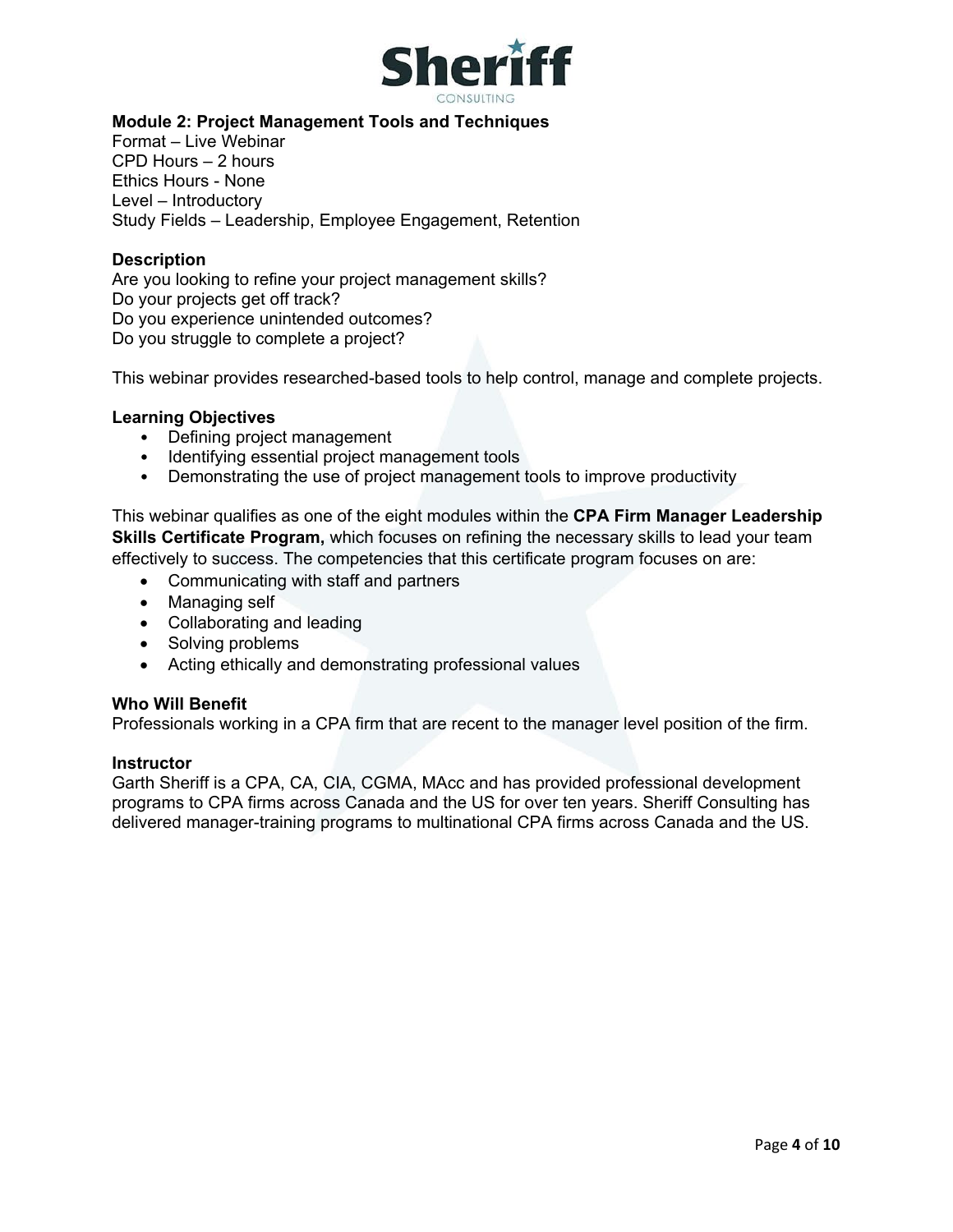**Module 2: Project Management Tools and Techniques**
Format – Live Webinar
CPD Hours – 2 hours
Ethics Hours - None
Level – Introductory
Study Fields – Leadership, Employee Engagement, Retention

**Description**
Are you looking to refine your project management skills?
Do your projects get off track?
Do you experience unintended outcomes?
Do you struggle to complete a project?

This webinar provides researched-based tools to help control, manage and complete projects.

**Learning Objectives**
- Defining project management
- Identifying essential project management tools
- Demonstrating the use of project management tools to improve productivity

This webinar qualifies as one of the eight modules within the **CPA Firm Manager Leadership Skills Certificate Program,** which focuses on refining the necessary skills to lead your team effectively to success. The competencies that this certificate program focuses on are:
- Communicating with staff and partners
- Managing self
- Collaborating and leading
- Solving problems
- Acting ethically and demonstrating professional values

**Who Will Benefit**
Professionals working in a CPA firm that are recent to the manager level position of the firm.

**Instructor**
Garth Sheriff is a CPA, CA, CIA, CGMA, MAcc and has provided professional development programs to CPA firms across Canada and the US for over ten years. Sheriff Consulting has delivered manager-training programs to multinational CPA firms across Canada and the US.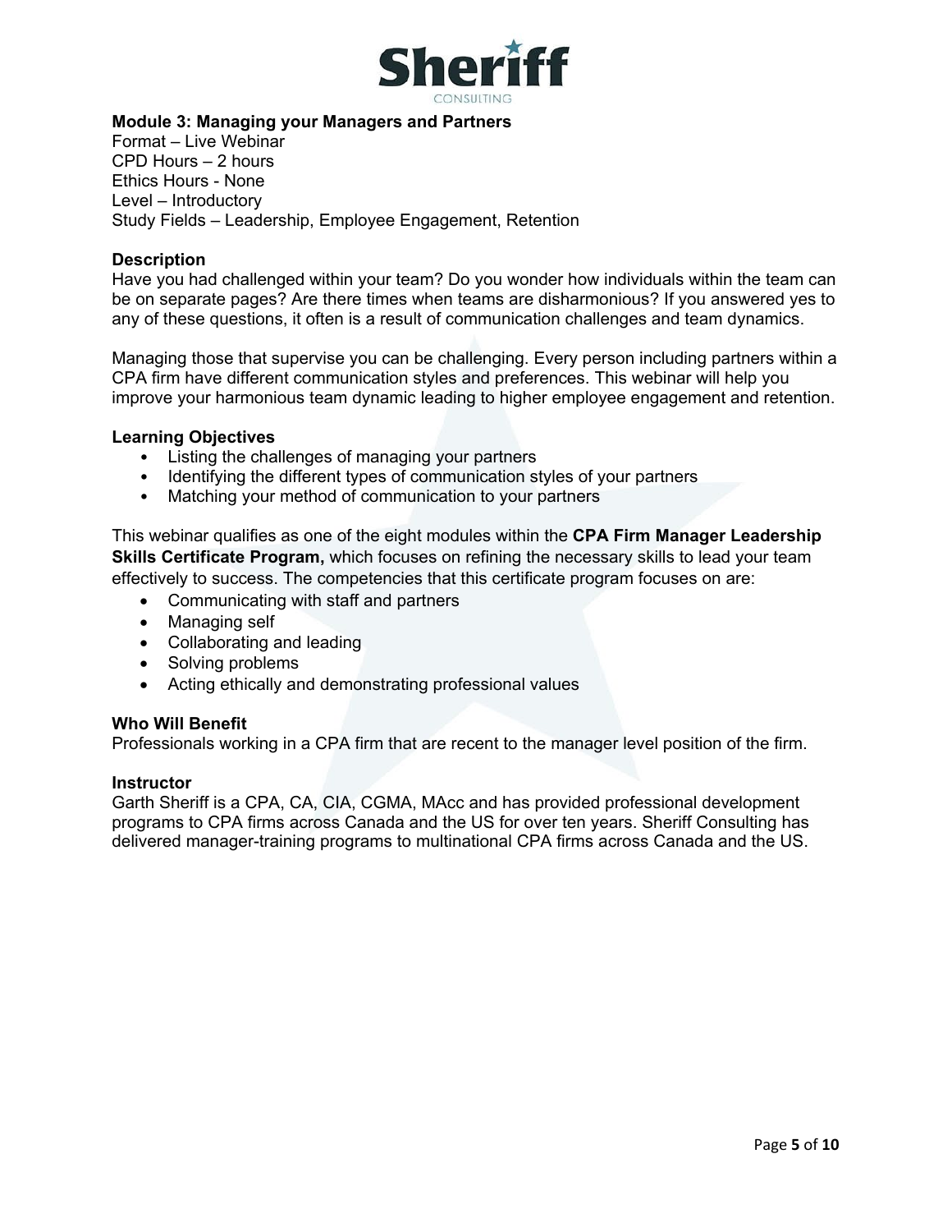**Module 3: Managing your Managers and Partners**
Format – Live Webinar
CPD Hours – 2 hours
Ethics Hours - None
Level – Introductory
Study Fields – Leadership, Employee Engagement, Retention

**Description**
Have you had challenged within your team? Do you wonder how individuals within the team can be on separate pages? Are there times when teams are disharmonious? If you answered yes to any of these questions, it often is a result of communication challenges and team dynamics.

Managing those that supervise you can be challenging. Every person including partners within a CPA firm have different communication styles and preferences. This webinar will help you improve your harmonious team dynamic leading to higher employee engagement and retention.

**Learning Objectives**
- Listing the challenges of managing your partners
- Identifying the different types of communication styles of your partners
- Matching your method of communication to your partners

This webinar qualifies as one of the eight modules within the **CPA Firm Manager Leadership Skills Certificate Program,** which focuses on refining the necessary skills to lead your team effectively to success. The competencies that this certificate program focuses on are:

- Communicating with staff and partners
- Managing self
- Collaborating and leading
- Solving problems
- Acting ethically and demonstrating professional values

**Who Will Benefit**
Professionals working in a CPA firm that are recent to the manager level position of the firm.

**Instructor**
Garth Sheriff is a CPA, CA, CIA, CGMA, MAcc and has provided professional development programs to CPA firms across Canada and the US for over ten years. Sheriff Consulting has delivered manager-training programs to multinational CPA firms across Canada and the US.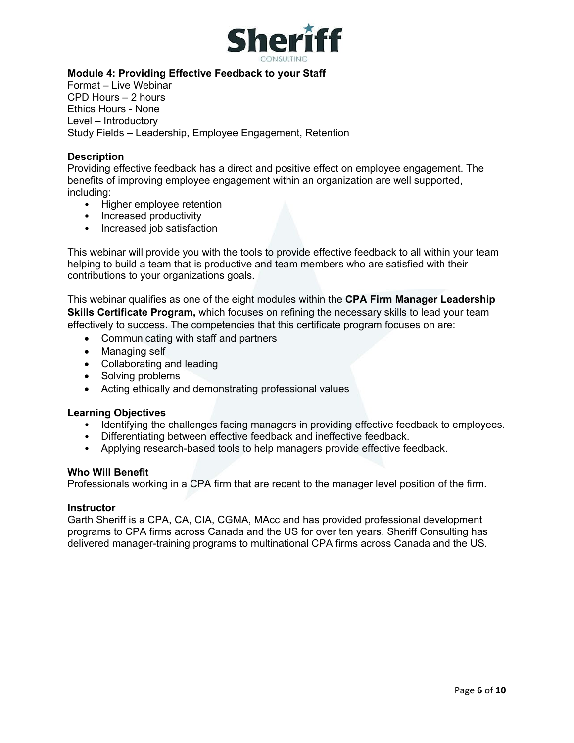**Module 4: Providing Effective Feedback to your Staff**
Format – Live Webinar
CPD Hours – 2 hours
Ethics Hours - None
Level – Introductory
Study Fields – Leadership, Employee Engagement, Retention

**Description**
Providing effective feedback has a direct and positive effect on employee engagement. The benefits of improving employee engagement within an organization are well supported, including:

- Higher employee retention
- Increased productivity
- Increased job satisfaction

This webinar will provide you with the tools to provide effective feedback to all within your team helping to build a team that is productive and team members who are satisfied with their contributions to your organizations goals.

This webinar qualifies as one of the eight modules within the **CPA Firm Manager Leadership Skills Certificate Program,** which focuses on refining the necessary skills to lead your team effectively to success. The competencies that this certificate program focuses on are:

- Communicating with staff and partners
- Managing self
- Collaborating and leading
- Solving problems
- Acting ethically and demonstrating professional values

**Learning Objectives**

- Identifying the challenges facing managers in providing effective feedback to employees.
- Differentiating between effective feedback and ineffective feedback.
- Applying research-based tools to help managers provide effective feedback.

**Who Will Benefit**
Professionals working in a CPA firm that are recent to the manager level position of the firm.

**Instructor**
Garth Sheriff is a CPA, CA, CIA, CGMA, MAcc and has provided professional development programs to CPA firms across Canada and the US for over ten years. Sheriff Consulting has delivered manager-training programs to multinational CPA firms across Canada and the US.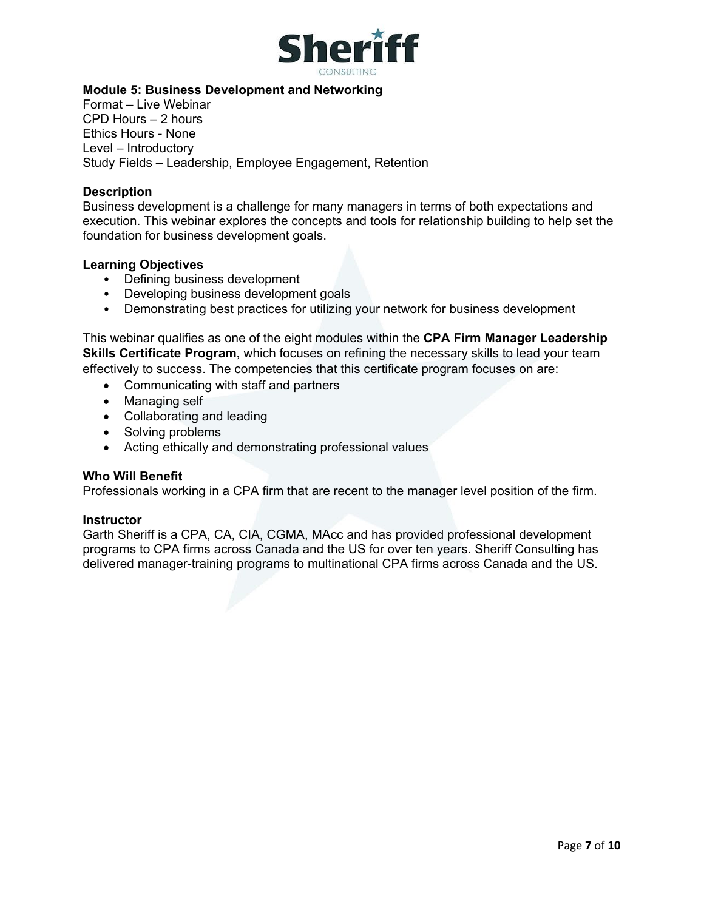**Module 5: Business Development and Networking**
Format – Live Webinar
CPD Hours – 2 hours
Ethics Hours - None
Level – Introductory
Study Fields – Leadership, Employee Engagement, Retention

**Description**
Business development is a challenge for many managers in terms of both expectations and execution. This webinar explores the concepts and tools for relationship building to help set the foundation for business development goals.

**Learning Objectives**

- Defining business development
- Developing business development goals
- Demonstrating best practices for utilizing your network for business development

This webinar qualifies as one of the eight modules within the **CPA Firm Manager Leadership Skills Certificate Program,** which focuses on refining the necessary skills to lead your team effectively to success. The competencies that this certificate program focuses on are:

- Communicating with staff and partners
- Managing self
- Collaborating and leading
- Solving problems
- Acting ethically and demonstrating professional values

**Who Will Benefit**
Professionals working in a CPA firm that are recent to the manager level position of the firm.

**Instructor**
Garth Sheriff is a CPA, CA, CIA, CGMA, MAcc and has provided professional development programs to CPA firms across Canada and the US for over ten years. Sheriff Consulting has delivered manager-training programs to multinational CPA firms across Canada and the US.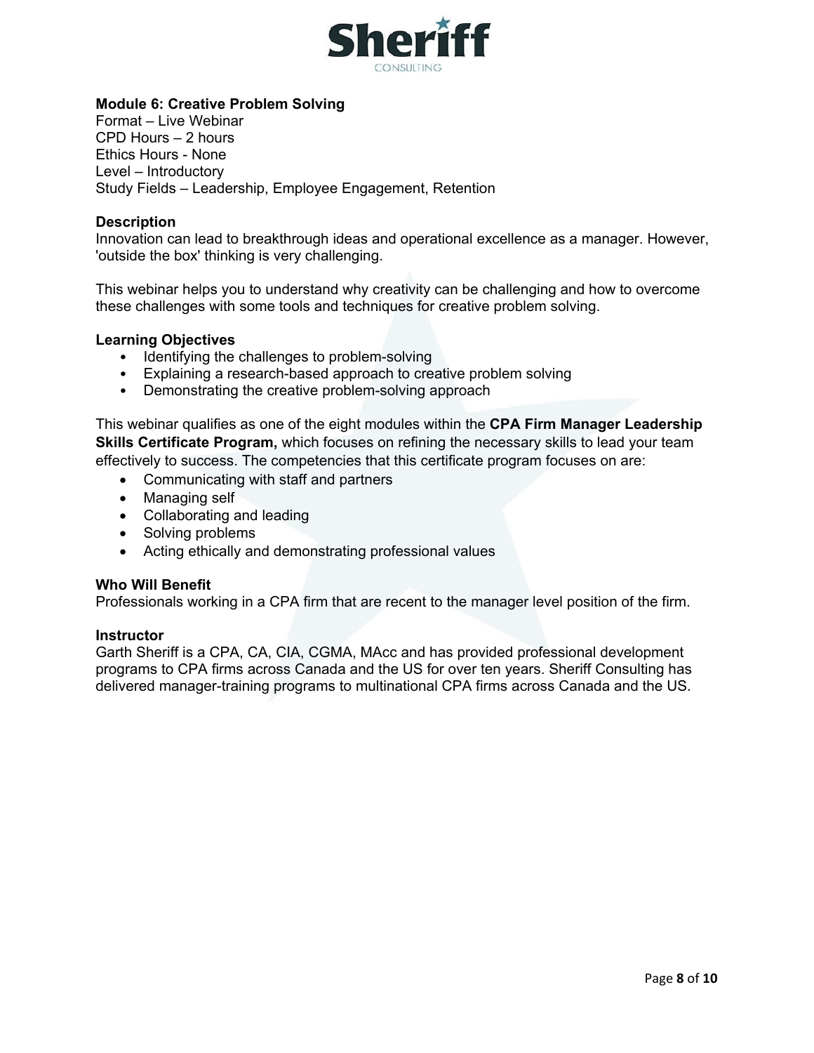**Module 6: Creative Problem Solving**
Format – Live Webinar
CPD Hours – 2 hours
Ethics Hours - None
Level – Introductory
Study Fields – Leadership, Employee Engagement, Retention

**Description**
Innovation can lead to breakthrough ideas and operational excellence as a manager. However, 'outside the box' thinking is very challenging.

This webinar helps you to understand why creativity can be challenging and how to overcome these challenges with some tools and techniques for creative problem solving.

**Learning Objectives**

- Identifying the challenges to problem-solving
- Explaining a research-based approach to creative problem solving
- Demonstrating the creative problem-solving approach

This webinar qualifies as one of the eight modules within the **CPA Firm Manager Leadership Skills Certificate Program,** which focuses on refining the necessary skills to lead your team effectively to success. The competencies that this certificate program focuses on are:

- Communicating with staff and partners
- Managing self
- Collaborating and leading
- Solving problems
- Acting ethically and demonstrating professional values

**Who Will Benefit**
Professionals working in a CPA firm that are recent to the manager level position of the firm.

**Instructor**
Garth Sheriff is a CPA, CA, CIA, CGMA, MAcc and has provided professional development programs to CPA firms across Canada and the US for over ten years. Sheriff Consulting has delivered manager-training programs to multinational CPA firms across Canada and the US.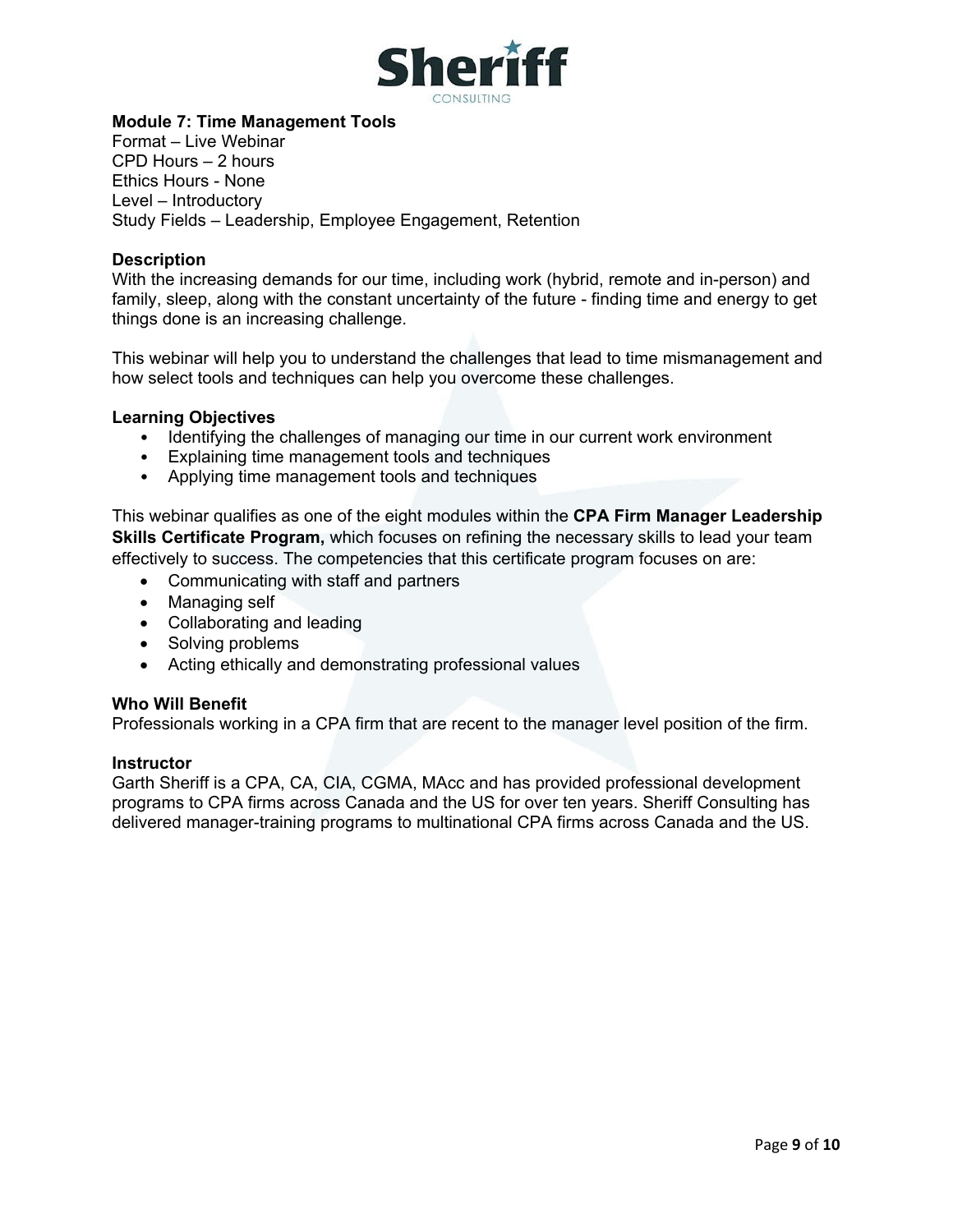**Module 7: Time Management Tools**
Format – Live Webinar
CPD Hours – 2 hours
Ethics Hours - None
Level – Introductory
Study Fields – Leadership, Employee Engagement, Retention

**Description**
With the increasing demands for our time, including work (hybrid, remote and in-person) and family, sleep, along with the constant uncertainty of the future - finding time and energy to get things done is an increasing challenge.

This webinar will help you to understand the challenges that lead to time mismanagement and how select tools and techniques can help you overcome these challenges.

**Learning Objectives**

- Identifying the challenges of managing our time in our current work environment
- Explaining time management tools and techniques
- Applying time management tools and techniques

This webinar qualifies as one of the eight modules within the **CPA Firm Manager Leadership Skills Certificate Program,** which focuses on refining the necessary skills to lead your team effectively to success. The competencies that this certificate program focuses on are:

- Communicating with staff and partners
- Managing self
- Collaborating and leading
- Solving problems
- Acting ethically and demonstrating professional values

**Who Will Benefit**
Professionals working in a CPA firm that are recent to the manager level position of the firm.

**Instructor**
Garth Sheriff is a CPA, CA, CIA, CGMA, MAcc and has provided professional development programs to CPA firms across Canada and the US for over ten years. Sheriff Consulting has delivered manager-training programs to multinational CPA firms across Canada and the US.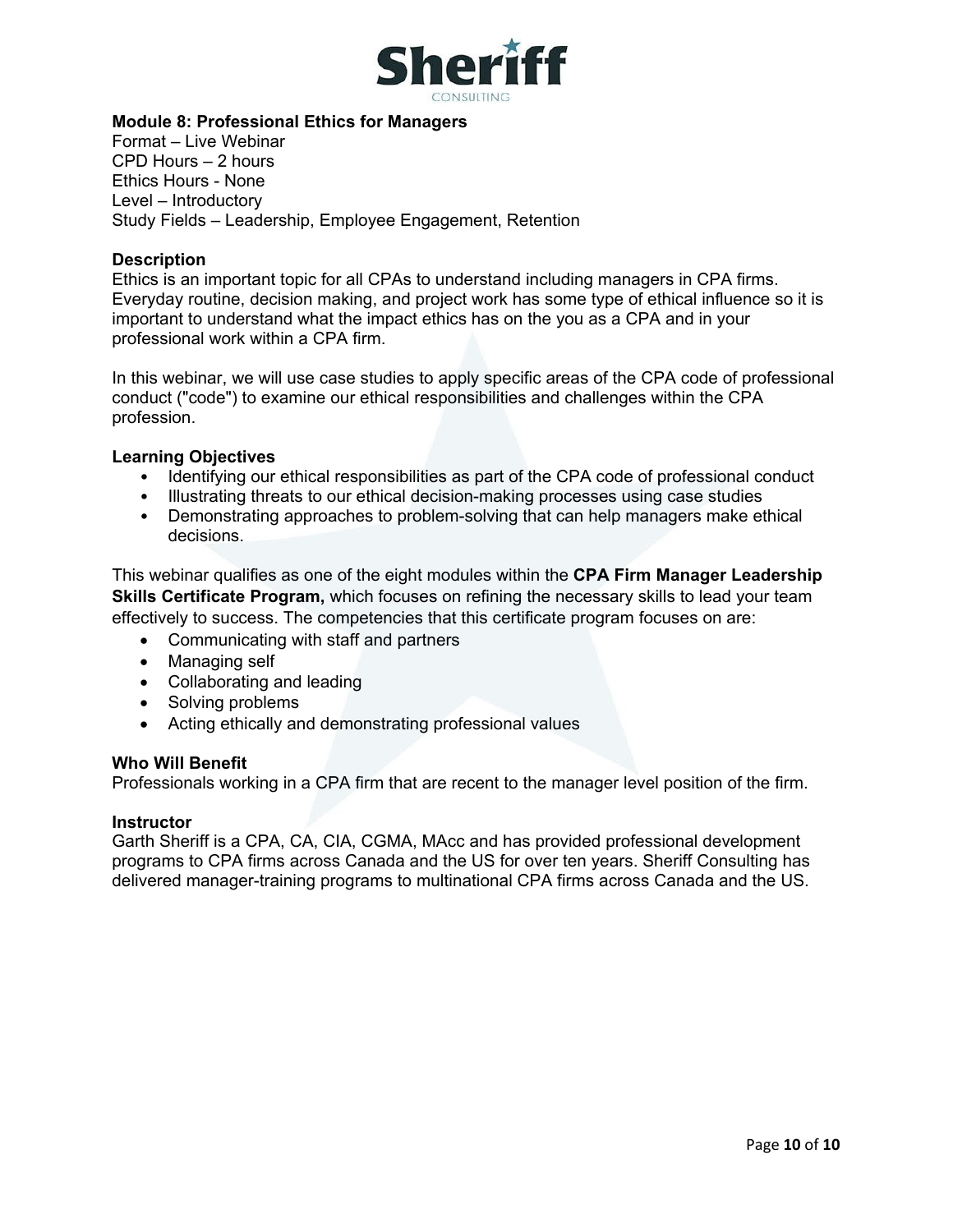**Module 8: Professional Ethics for Managers**
Format – Live Webinar
CPD Hours – 2 hours
Ethics Hours - None
Level – Introductory
Study Fields – Leadership, Employee Engagement, Retention

**Description**
Ethics is an important topic for all CPAs to understand including managers in CPA firms. Everyday routine, decision making, and project work has some type of ethical influence so it is important to understand what the impact ethics has on the you as a CPA and in your professional work within a CPA firm.

In this webinar, we will use case studies to apply specific areas of the CPA code of professional conduct ("code") to examine our ethical responsibilities and challenges within the CPA profession.

**Learning Objectives**
- Identifying our ethical responsibilities as part of the CPA code of professional conduct
- Illustrating threats to our ethical decision-making processes using case studies
- Demonstrating approaches to problem-solving that can help managers make ethical decisions.

This webinar qualifies as one of the eight modules within the **CPA Firm Manager Leadership Skills Certificate Program,** which focuses on refining the necessary skills to lead your team effectively to success. The competencies that this certificate program focuses on are:
- Communicating with staff and partners
- Managing self
- Collaborating and leading
- Solving problems
- Acting ethically and demonstrating professional values

**Who Will Benefit**
Professionals working in a CPA firm that are recent to the manager level position of the firm.

**Instructor**
Garth Sheriff is a CPA, CA, CIA, CGMA, MAcc and has provided professional development programs to CPA firms across Canada and the US for over ten years. Sheriff Consulting has delivered manager-training programs to multinational CPA firms across Canada and the US.